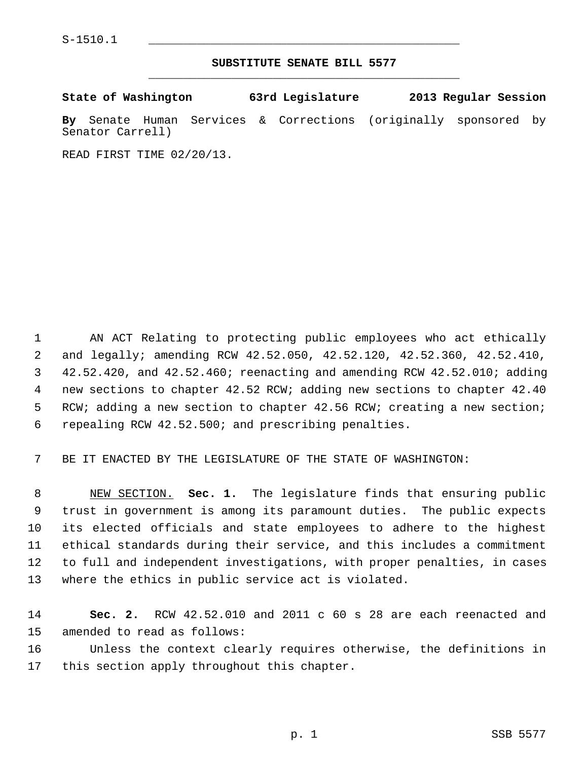S-1510.1

# SUBSTITUTE SENATE BILL 5577

**State of Washington 63rd Legislature 2013 Regular Session**

**By** Senate Human Services & Corrections (originally sponsored by Senator Carrell)

READ FIRST TIME 02/20/13.

AN ACT Relating to protecting public employees who act ethically and legally; amending RCW 42.52.050, 42.52.120, 42.52.360, 42.52.410, 42.52.420, and 42.52.460; reenacting and amending RCW 42.52.010; adding new sections to chapter 42.52 RCW; adding new sections to chapter 42.40 RCW; adding a new section to chapter 42.56 RCW; creating a new section; repealing RCW 42.52.500; and prescribing penalties.

BE IT ENACTED BY THE LEGISLATURE OF THE STATE OF WASHINGTON:

NEW SECTION. **Sec. 1.** The legislature finds that ensuring public trust in government is among its paramount duties. The public expects its elected officials and state employees to adhere to the highest ethical standards during their service, and this includes a commitment to full and independent investigations, with proper penalties, in cases where the ethics in public service act is violated.

**Sec. 2.** RCW 42.52.010 and 2011 c 60 s 28 are each reenacted and amended to read as follows:

Unless the context clearly requires otherwise, the definitions in this section apply throughout this chapter.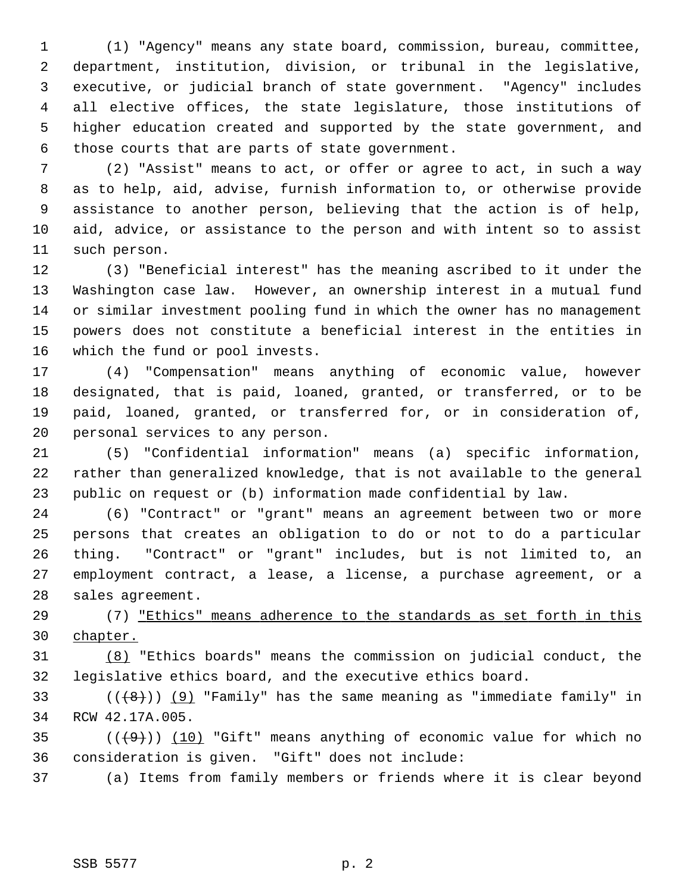(1) "Agency" means any state board, commission, bureau, committee, department, institution, division, or tribunal in the legislative, executive, or judicial branch of state government. "Agency" includes all elective offices, the state legislature, those institutions of higher education created and supported by the state government, and those courts that are parts of state government.

(2) "Assist" means to act, or offer or agree to act, in such a way as to help, aid, advise, furnish information to, or otherwise provide assistance to another person, believing that the action is of help, aid, advice, or assistance to the person and with intent so to assist such person.

(3) "Beneficial interest" has the meaning ascribed to it under the Washington case law. However, an ownership interest in a mutual fund or similar investment pooling fund in which the owner has no management powers does not constitute a beneficial interest in the entities in which the fund or pool invests.

(4) "Compensation" means anything of economic value, however designated, that is paid, loaned, granted, or transferred, or to be paid, loaned, granted, or transferred for, or in consideration of, personal services to any person.

(5) "Confidential information" means (a) specific information, rather than generalized knowledge, that is not available to the general public on request or (b) information made confidential by law.

(6) "Contract" or "grant" means an agreement between two or more persons that creates an obligation to do or not to do a particular thing. "Contract" or "grant" includes, but is not limited to, an employment contract, a lease, a license, a purchase agreement, or a sales agreement.

(7) <u>"Ethics" means adherence to the standards as set forth in this chapter.</u>

<u>(8)</u> "Ethics boards" means the commission on judicial conduct, the legislative ethics board, and the executive ethics board.

((~~(8)~~)) <u>(9)</u> "Family" has the same meaning as "immediate family" in RCW 42.17A.005.

((~~(9)~~)) <u>(10)</u> "Gift" means anything of economic value for which no consideration is given. "Gift" does not include:

(a) Items from family members or friends where it is clear beyond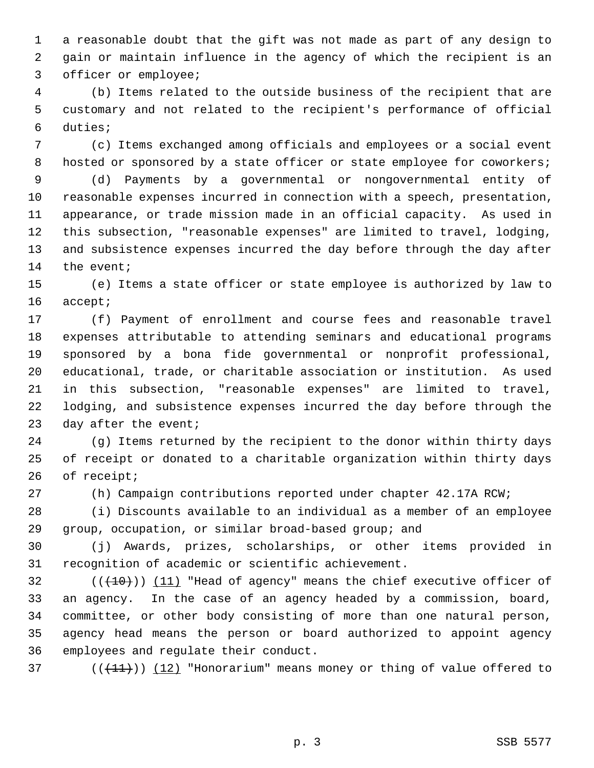a reasonable doubt that the gift was not made as part of any design to gain or maintain influence in the agency of which the recipient is an officer or employee;

(b) Items related to the outside business of the recipient that are customary and not related to the recipient's performance of official duties;

(c) Items exchanged among officials and employees or a social event hosted or sponsored by a state officer or state employee for coworkers;

(d) Payments by a governmental or nongovernmental entity of reasonable expenses incurred in connection with a speech, presentation, appearance, or trade mission made in an official capacity. As used in this subsection, "reasonable expenses" are limited to travel, lodging, and subsistence expenses incurred the day before through the day after the event;

(e) Items a state officer or state employee is authorized by law to accept;

(f) Payment of enrollment and course fees and reasonable travel expenses attributable to attending seminars and educational programs sponsored by a bona fide governmental or nonprofit professional, educational, trade, or charitable association or institution. As used in this subsection, "reasonable expenses" are limited to travel, lodging, and subsistence expenses incurred the day before through the day after the event;

(g) Items returned by the recipient to the donor within thirty days of receipt or donated to a charitable organization within thirty days of receipt;

(h) Campaign contributions reported under chapter 42.17A RCW;

(i) Discounts available to an individual as a member of an employee group, occupation, or similar broad-based group; and

(j) Awards, prizes, scholarships, or other items provided in recognition of academic or scientific achievement.

((~~(10)~~)) (11) "Head of agency" means the chief executive officer of an agency. In the case of an agency headed by a commission, board, committee, or other body consisting of more than one natural person, agency head means the person or board authorized to appoint agency employees and regulate their conduct.

((~~(11)~~)) (12) "Honorarium" means money or thing of value offered to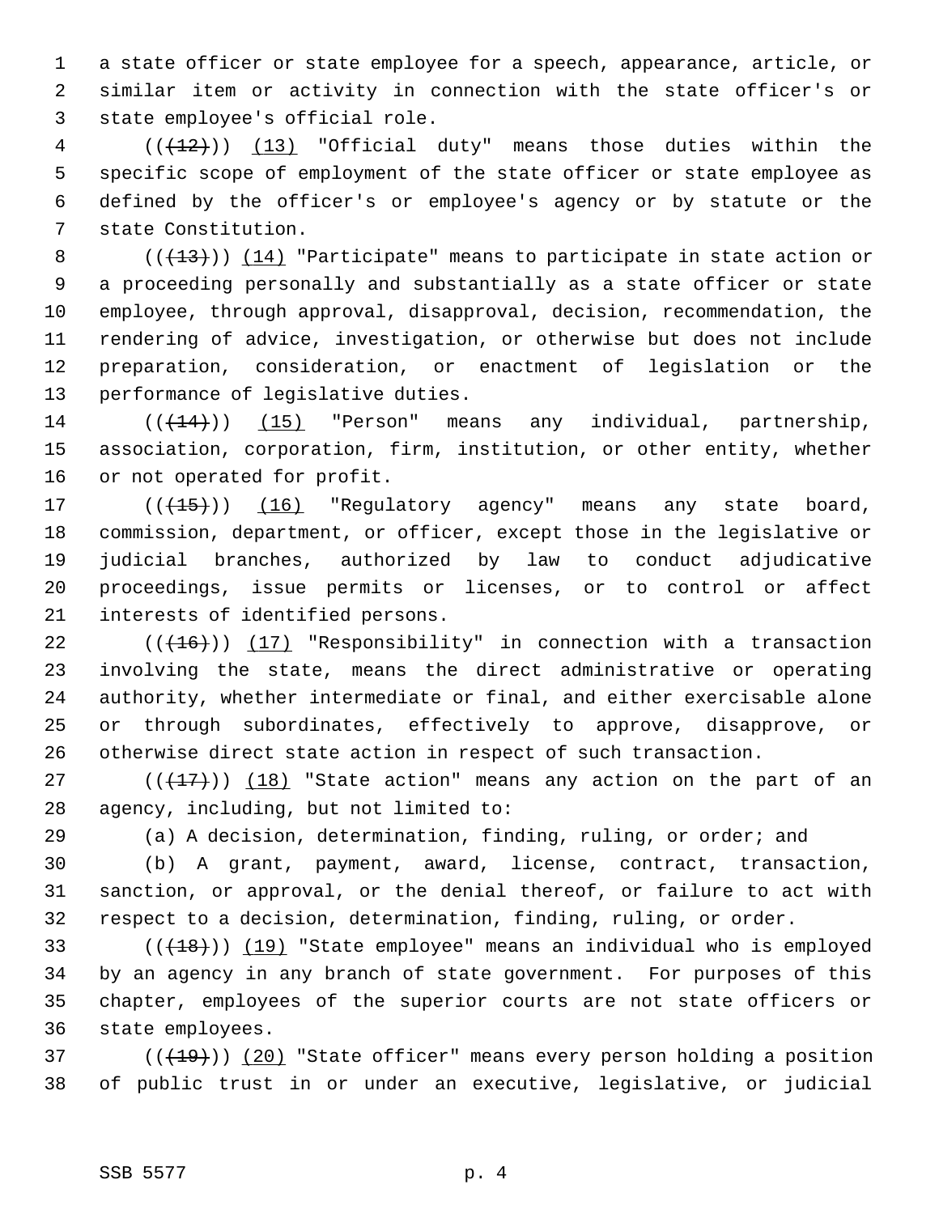a state officer or state employee for a speech, appearance, article, or similar item or activity in connection with the state officer's or state employee's official role.

(((12))) (13) "Official duty" means those duties within the specific scope of employment of the state officer or state employee as defined by the officer's or employee's agency or by statute or the state Constitution.

(((13))) (14) "Participate" means to participate in state action or a proceeding personally and substantially as a state officer or state employee, through approval, disapproval, decision, recommendation, the rendering of advice, investigation, or otherwise but does not include preparation, consideration, or enactment of legislation or the performance of legislative duties.

(((14))) (15) "Person" means any individual, partnership, association, corporation, firm, institution, or other entity, whether or not operated for profit.

(((15))) (16) "Regulatory agency" means any state board, commission, department, or officer, except those in the legislative or judicial branches, authorized by law to conduct adjudicative proceedings, issue permits or licenses, or to control or affect interests of identified persons.

(((16))) (17) "Responsibility" in connection with a transaction involving the state, means the direct administrative or operating authority, whether intermediate or final, and either exercisable alone or through subordinates, effectively to approve, disapprove, or otherwise direct state action in respect of such transaction.

(((17))) (18) "State action" means any action on the part of an agency, including, but not limited to:

(a) A decision, determination, finding, ruling, or order; and

(b) A grant, payment, award, license, contract, transaction, sanction, or approval, or the denial thereof, or failure to act with respect to a decision, determination, finding, ruling, or order.

(((18))) (19) "State employee" means an individual who is employed by an agency in any branch of state government. For purposes of this chapter, employees of the superior courts are not state officers or state employees.

(((19))) (20) "State officer" means every person holding a position of public trust in or under an executive, legislative, or judicial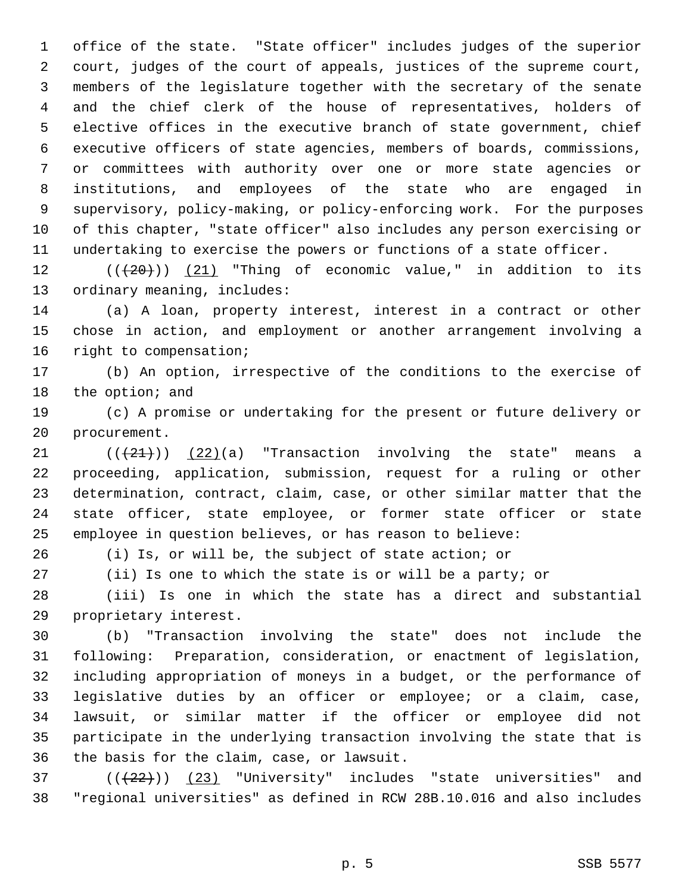office of the state. "State officer" includes judges of the superior court, judges of the court of appeals, justices of the supreme court, members of the legislature together with the secretary of the senate and the chief clerk of the house of representatives, holders of elective offices in the executive branch of state government, chief executive officers of state agencies, members of boards, commissions, or committees with authority over one or more state agencies or institutions, and employees of the state who are engaged in supervisory, policy-making, or policy-enforcing work. For the purposes of this chapter, "state officer" also includes any person exercising or undertaking to exercise the powers or functions of a state officer.

(((20))) (21) "Thing of economic value," in addition to its ordinary meaning, includes:

(a) A loan, property interest, interest in a contract or other chose in action, and employment or another arrangement involving a right to compensation;

(b) An option, irrespective of the conditions to the exercise of the option; and

(c) A promise or undertaking for the present or future delivery or procurement.

(((21))) (22)(a) "Transaction involving the state" means a proceeding, application, submission, request for a ruling or other determination, contract, claim, case, or other similar matter that the state officer, state employee, or former state officer or state employee in question believes, or has reason to believe:

(i) Is, or will be, the subject of state action; or

(ii) Is one to which the state is or will be a party; or

(iii) Is one in which the state has a direct and substantial proprietary interest.

(b) "Transaction involving the state" does not include the following: Preparation, consideration, or enactment of legislation, including appropriation of moneys in a budget, or the performance of legislative duties by an officer or employee; or a claim, case, lawsuit, or similar matter if the officer or employee did not participate in the underlying transaction involving the state that is the basis for the claim, case, or lawsuit.

(((22))) (23) "University" includes "state universities" and "regional universities" as defined in RCW 28B.10.016 and also includes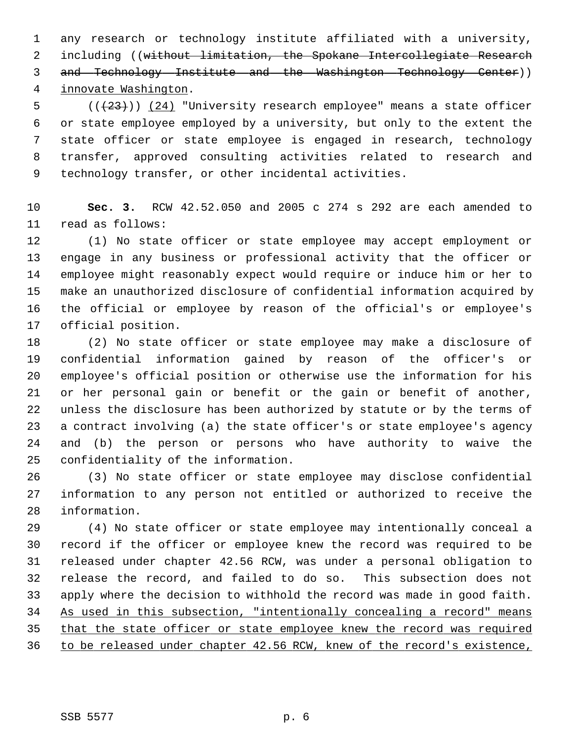any research or technology institute affiliated with a university, including ((~~without limitation, the Spokane Intercollegiate Research and Technology Institute and the Washington Technology Center~~)) <u>innovate Washington</u>.

((~~(23)~~)) <u>(24)</u> "University research employee" means a state officer or state employee employed by a university, but only to the extent the state officer or state employee is engaged in research, technology transfer, approved consulting activities related to research and technology transfer, or other incidental activities.

**Sec. 3.** RCW 42.52.050 and 2005 c 274 s 292 are each amended to read as follows:

(1) No state officer or state employee may accept employment or engage in any business or professional activity that the officer or employee might reasonably expect would require or induce him or her to make an unauthorized disclosure of confidential information acquired by the official or employee by reason of the official's or employee's official position.

(2) No state officer or state employee may make a disclosure of confidential information gained by reason of the officer's or employee's official position or otherwise use the information for his or her personal gain or benefit or the gain or benefit of another, unless the disclosure has been authorized by statute or by the terms of a contract involving (a) the state officer's or state employee's agency and (b) the person or persons who have authority to waive the confidentiality of the information.

(3) No state officer or state employee may disclose confidential information to any person not entitled or authorized to receive the information.

(4) No state officer or state employee may intentionally conceal a record if the officer or employee knew the record was required to be released under chapter 42.56 RCW, was under a personal obligation to release the record, and failed to do so. This subsection does not apply where the decision to withhold the record was made in good faith. <u>As used in this subsection, "intentionally concealing a record" means that the state officer or state employee knew the record was required to be released under chapter 42.56 RCW, knew of the record's existence,</u>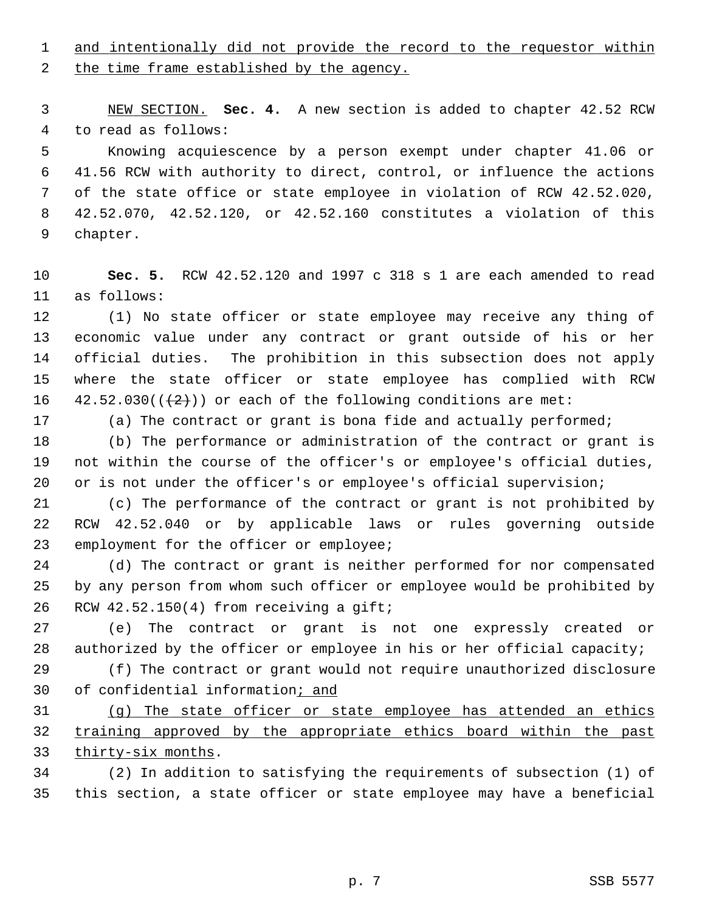and intentionally did not provide the record to the requestor within the time frame established by the agency.

NEW SECTION. **Sec. 4.** A new section is added to chapter 42.52 RCW to read as follows:

Knowing acquiescence by a person exempt under chapter 41.06 or 41.56 RCW with authority to direct, control, or influence the actions of the state office or state employee in violation of RCW 42.52.020, 42.52.070, 42.52.120, or 42.52.160 constitutes a violation of this chapter.

**Sec. 5.** RCW 42.52.120 and 1997 c 318 s 1 are each amended to read as follows:

(1) No state officer or state employee may receive any thing of economic value under any contract or grant outside of his or her official duties. The prohibition in this subsection does not apply where the state officer or state employee has complied with RCW 42.52.030((~~(2)~~)) or each of the following conditions are met:

(a) The contract or grant is bona fide and actually performed;

(b) The performance or administration of the contract or grant is not within the course of the officer's or employee's official duties, or is not under the officer's or employee's official supervision;

(c) The performance of the contract or grant is not prohibited by RCW 42.52.040 or by applicable laws or rules governing outside employment for the officer or employee;

(d) The contract or grant is neither performed for nor compensated by any person from whom such officer or employee would be prohibited by RCW 42.52.150(4) from receiving a gift;

(e) The contract or grant is not one expressly created or authorized by the officer or employee in his or her official capacity;

(f) The contract or grant would not require unauthorized disclosure of confidential information; and

(g) The state officer or state employee has attended an ethics training approved by the appropriate ethics board within the past thirty-six months.

(2) In addition to satisfying the requirements of subsection (1) of this section, a state officer or state employee may have a beneficial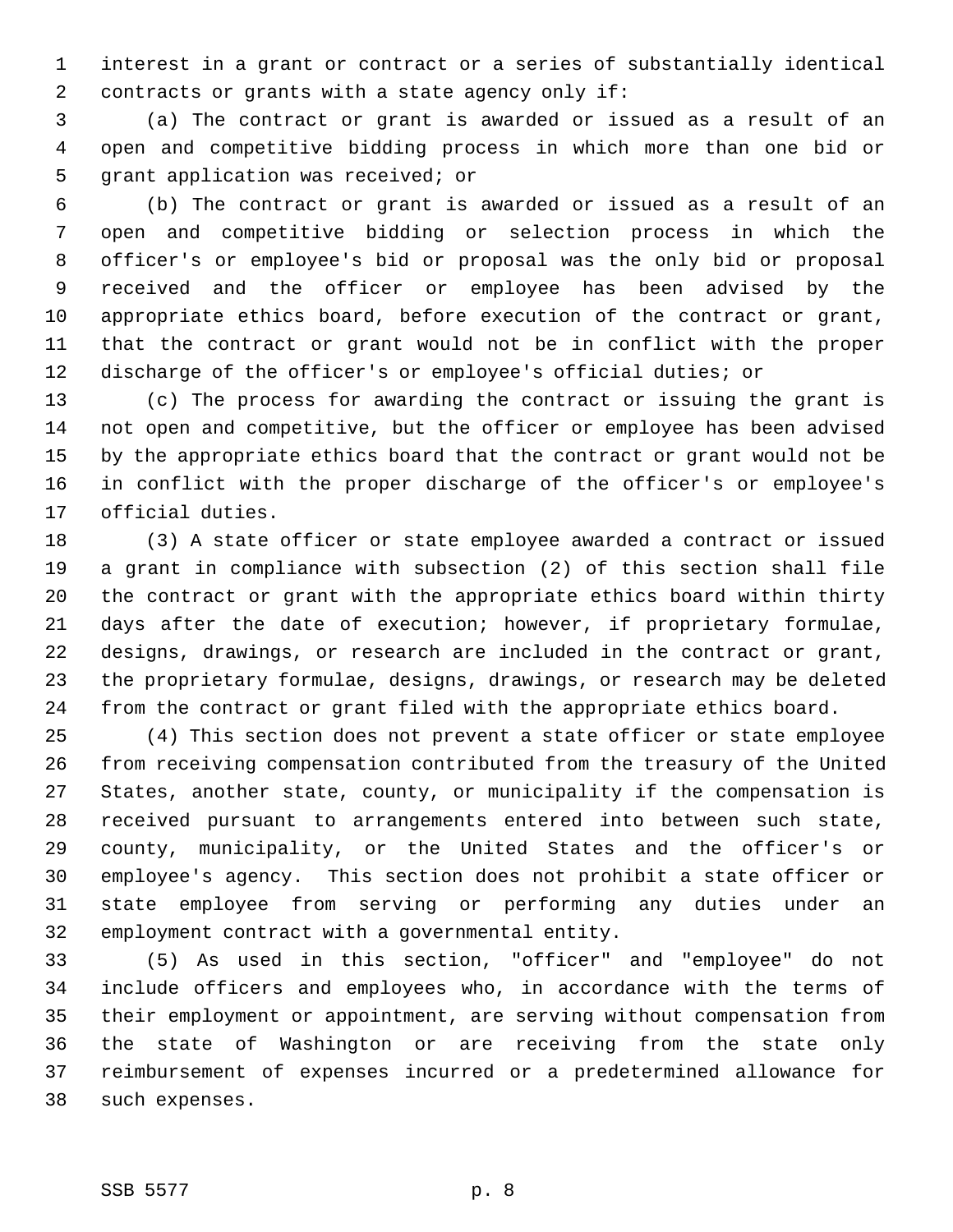interest in a grant or contract or a series of substantially identical contracts or grants with a state agency only if:

(a) The contract or grant is awarded or issued as a result of an open and competitive bidding process in which more than one bid or grant application was received; or

(b) The contract or grant is awarded or issued as a result of an open and competitive bidding or selection process in which the officer's or employee's bid or proposal was the only bid or proposal received and the officer or employee has been advised by the appropriate ethics board, before execution of the contract or grant, that the contract or grant would not be in conflict with the proper discharge of the officer's or employee's official duties; or

(c) The process for awarding the contract or issuing the grant is not open and competitive, but the officer or employee has been advised by the appropriate ethics board that the contract or grant would not be in conflict with the proper discharge of the officer's or employee's official duties.

(3) A state officer or state employee awarded a contract or issued a grant in compliance with subsection (2) of this section shall file the contract or grant with the appropriate ethics board within thirty days after the date of execution; however, if proprietary formulae, designs, drawings, or research are included in the contract or grant, the proprietary formulae, designs, drawings, or research may be deleted from the contract or grant filed with the appropriate ethics board.

(4) This section does not prevent a state officer or state employee from receiving compensation contributed from the treasury of the United States, another state, county, or municipality if the compensation is received pursuant to arrangements entered into between such state, county, municipality, or the United States and the officer's or employee's agency. This section does not prohibit a state officer or state employee from serving or performing any duties under an employment contract with a governmental entity.

(5) As used in this section, "officer" and "employee" do not include officers and employees who, in accordance with the terms of their employment or appointment, are serving without compensation from the state of Washington or are receiving from the state only reimbursement of expenses incurred or a predetermined allowance for such expenses.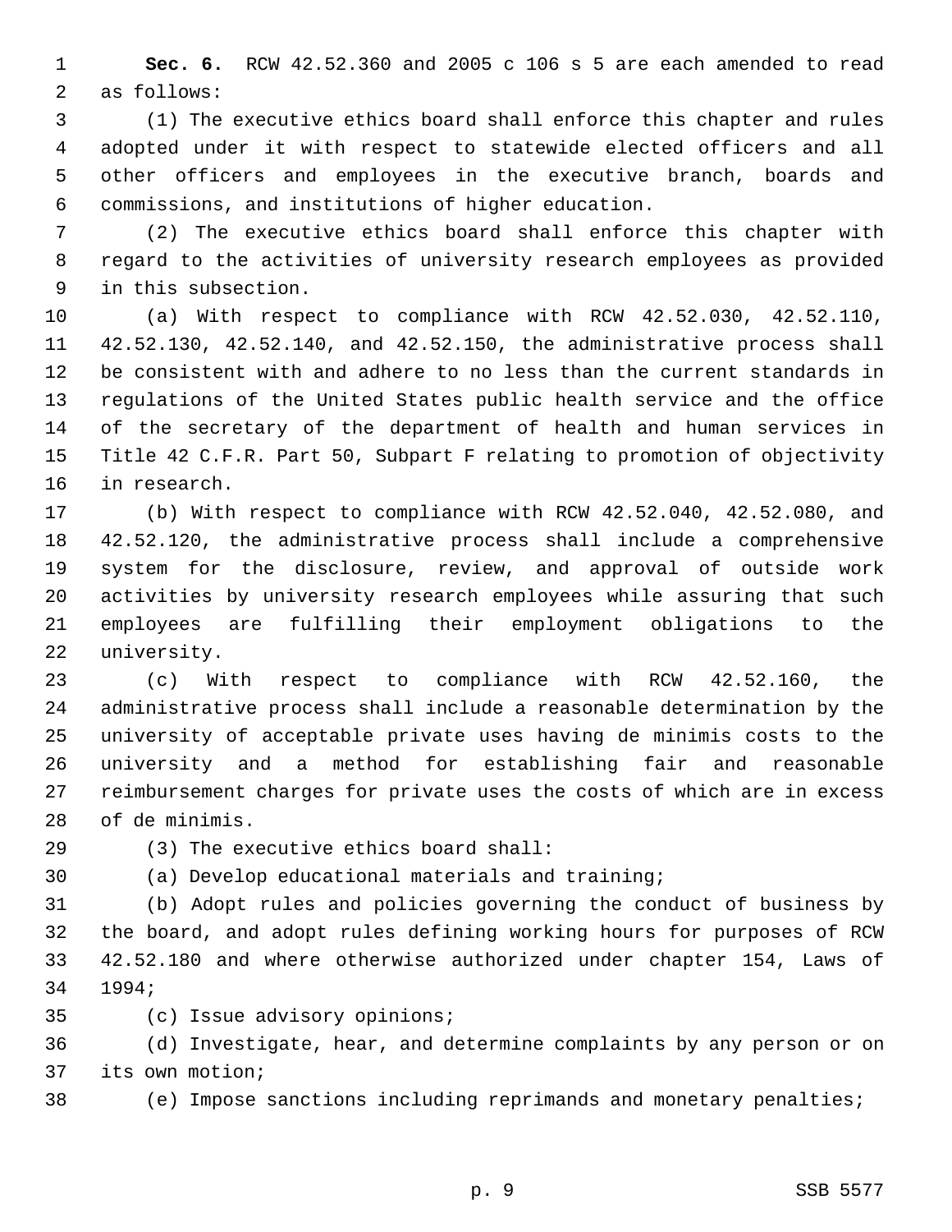**Sec. 6.** RCW 42.52.360 and 2005 c 106 s 5 are each amended to read as follows:

(1) The executive ethics board shall enforce this chapter and rules adopted under it with respect to statewide elected officers and all other officers and employees in the executive branch, boards and commissions, and institutions of higher education.

(2) The executive ethics board shall enforce this chapter with regard to the activities of university research employees as provided in this subsection.

(a) With respect to compliance with RCW 42.52.030, 42.52.110, 42.52.130, 42.52.140, and 42.52.150, the administrative process shall be consistent with and adhere to no less than the current standards in regulations of the United States public health service and the office of the secretary of the department of health and human services in Title 42 C.F.R. Part 50, Subpart F relating to promotion of objectivity in research.

(b) With respect to compliance with RCW 42.52.040, 42.52.080, and 42.52.120, the administrative process shall include a comprehensive system for the disclosure, review, and approval of outside work activities by university research employees while assuring that such employees are fulfilling their employment obligations to the university.

(c) With respect to compliance with RCW 42.52.160, the administrative process shall include a reasonable determination by the university of acceptable private uses having de minimis costs to the university and a method for establishing fair and reasonable reimbursement charges for private uses the costs of which are in excess of de minimis.

(3) The executive ethics board shall:

(a) Develop educational materials and training;

(b) Adopt rules and policies governing the conduct of business by the board, and adopt rules defining working hours for purposes of RCW 42.52.180 and where otherwise authorized under chapter 154, Laws of 1994;

(c) Issue advisory opinions;

(d) Investigate, hear, and determine complaints by any person or on its own motion;

(e) Impose sanctions including reprimands and monetary penalties;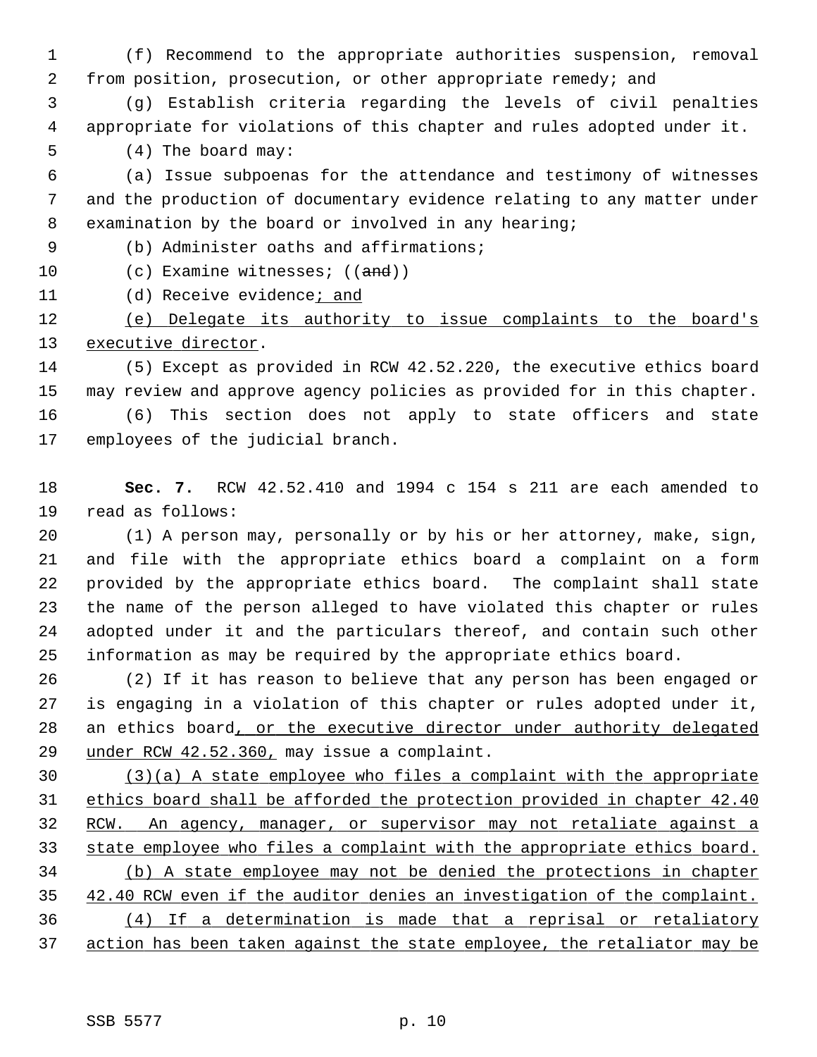(f) Recommend to the appropriate authorities suspension, removal from position, prosecution, or other appropriate remedy; and

(g) Establish criteria regarding the levels of civil penalties appropriate for violations of this chapter and rules adopted under it.

(4) The board may:

(a) Issue subpoenas for the attendance and testimony of witnesses and the production of documentary evidence relating to any matter under examination by the board or involved in any hearing;

(b) Administer oaths and affirmations;

(c) Examine witnesses; ((~~and~~))

(d) Receive evidence<u>; and</u>

<u>(e) Delegate its authority to issue complaints to the board's executive director</u>.

(5) Except as provided in RCW 42.52.220, the executive ethics board may review and approve agency policies as provided for in this chapter.

(6) This section does not apply to state officers and state employees of the judicial branch.

**Sec. 7.** RCW 42.52.410 and 1994 c 154 s 211 are each amended to read as follows:

(1) A person may, personally or by his or her attorney, make, sign, and file with the appropriate ethics board a complaint on a form provided by the appropriate ethics board. The complaint shall state the name of the person alleged to have violated this chapter or rules adopted under it and the particulars thereof, and contain such other information as may be required by the appropriate ethics board.

(2) If it has reason to believe that any person has been engaged or is engaging in a violation of this chapter or rules adopted under it, an ethics board<u>, or the executive director under authority delegated under RCW 42.52.360,</u> may issue a complaint.

<u>(3)(a) A state employee who files a complaint with the appropriate ethics board shall be afforded the protection provided in chapter 42.40 RCW. An agency, manager, or supervisor may not retaliate against a state employee who files a complaint with the appropriate ethics board.</u>

<u>(b) A state employee may not be denied the protections in chapter 42.40 RCW even if the auditor denies an investigation of the complaint.</u>

<u>(4) If a determination is made that a reprisal or retaliatory action has been taken against the state employee, the retaliator may be</u>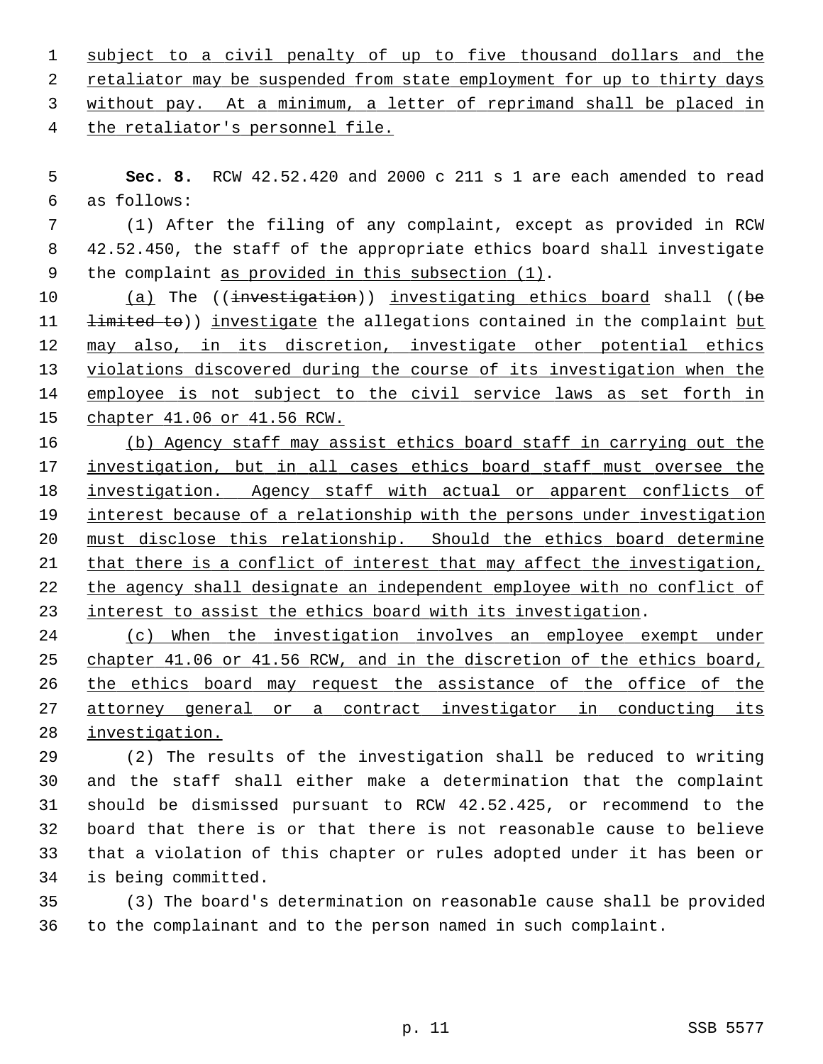subject to a civil penalty of up to five thousand dollars and the retaliator may be suspended from state employment for up to thirty days without pay. At a minimum, a letter of reprimand shall be placed in the retaliator's personnel file.

**Sec. 8.** RCW 42.52.420 and 2000 c 211 s 1 are each amended to read as follows:

(1) After the filing of any complaint, except as provided in RCW 42.52.450, the staff of the appropriate ethics board shall investigate the complaint as provided in this subsection (1).

(a) The ((investigation)) investigating ethics board shall ((be limited to)) investigate the allegations contained in the complaint but may also, in its discretion, investigate other potential ethics violations discovered during the course of its investigation when the employee is not subject to the civil service laws as set forth in chapter 41.06 or 41.56 RCW.

(b) Agency staff may assist ethics board staff in carrying out the investigation, but in all cases ethics board staff must oversee the investigation. Agency staff with actual or apparent conflicts of interest because of a relationship with the persons under investigation must disclose this relationship. Should the ethics board determine that there is a conflict of interest that may affect the investigation, the agency shall designate an independent employee with no conflict of interest to assist the ethics board with its investigation.

(c) When the investigation involves an employee exempt under chapter 41.06 or 41.56 RCW, and in the discretion of the ethics board, the ethics board may request the assistance of the office of the attorney general or a contract investigator in conducting its investigation.

(2) The results of the investigation shall be reduced to writing and the staff shall either make a determination that the complaint should be dismissed pursuant to RCW 42.52.425, or recommend to the board that there is or that there is not reasonable cause to believe that a violation of this chapter or rules adopted under it has been or is being committed.

(3) The board's determination on reasonable cause shall be provided to the complainant and to the person named in such complaint.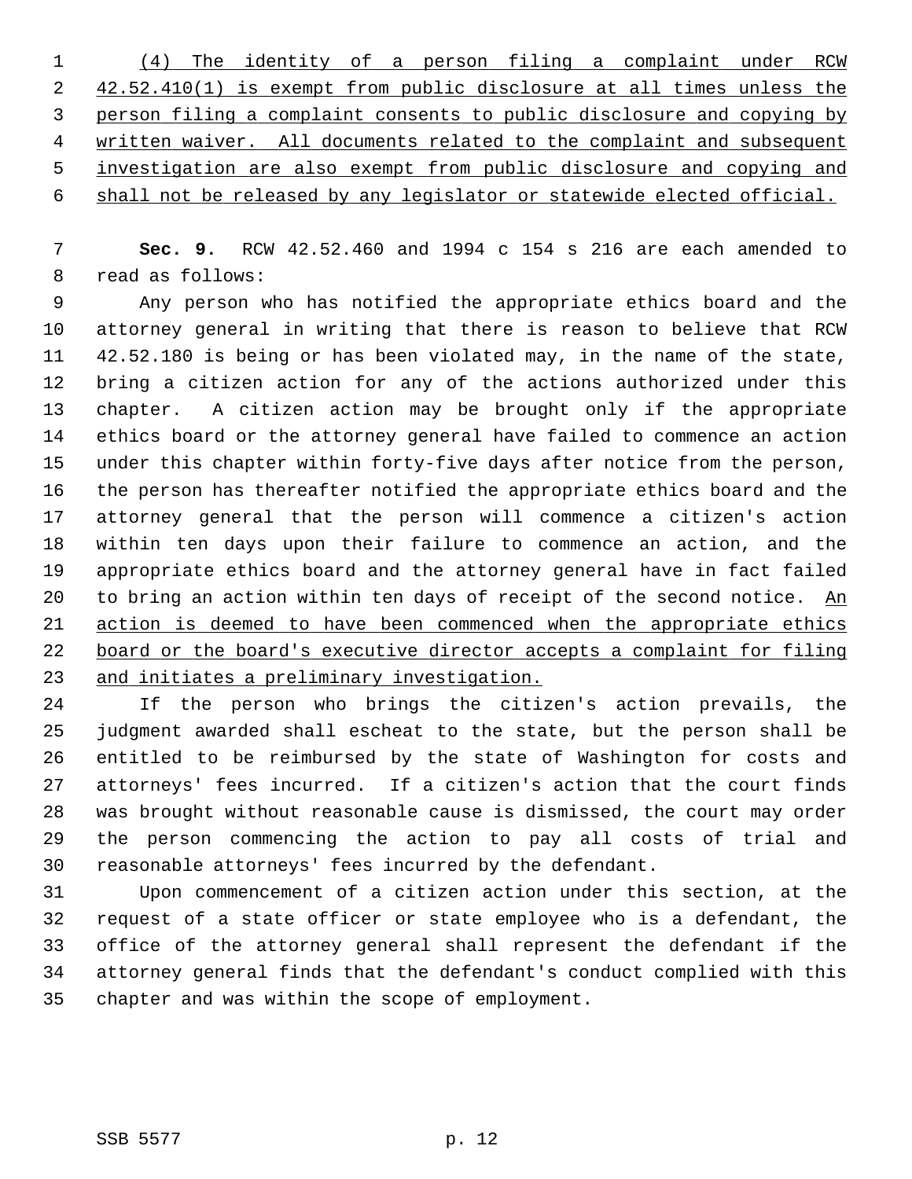(4) The identity of a person filing a complaint under RCW 42.52.410(1) is exempt from public disclosure at all times unless the person filing a complaint consents to public disclosure and copying by written waiver. All documents related to the complaint and subsequent investigation are also exempt from public disclosure and copying and shall not be released by any legislator or statewide elected official.

**Sec. 9.** RCW 42.52.460 and 1994 c 154 s 216 are each amended to read as follows:

Any person who has notified the appropriate ethics board and the attorney general in writing that there is reason to believe that RCW 42.52.180 is being or has been violated may, in the name of the state, bring a citizen action for any of the actions authorized under this chapter. A citizen action may be brought only if the appropriate ethics board or the attorney general have failed to commence an action under this chapter within forty-five days after notice from the person, the person has thereafter notified the appropriate ethics board and the attorney general that the person will commence a citizen's action within ten days upon their failure to commence an action, and the appropriate ethics board and the attorney general have in fact failed to bring an action within ten days of receipt of the second notice. An action is deemed to have been commenced when the appropriate ethics board or the board's executive director accepts a complaint for filing and initiates a preliminary investigation.

If the person who brings the citizen's action prevails, the judgment awarded shall escheat to the state, but the person shall be entitled to be reimbursed by the state of Washington for costs and attorneys' fees incurred. If a citizen's action that the court finds was brought without reasonable cause is dismissed, the court may order the person commencing the action to pay all costs of trial and reasonable attorneys' fees incurred by the defendant.

Upon commencement of a citizen action under this section, at the request of a state officer or state employee who is a defendant, the office of the attorney general shall represent the defendant if the attorney general finds that the defendant's conduct complied with this chapter and was within the scope of employment.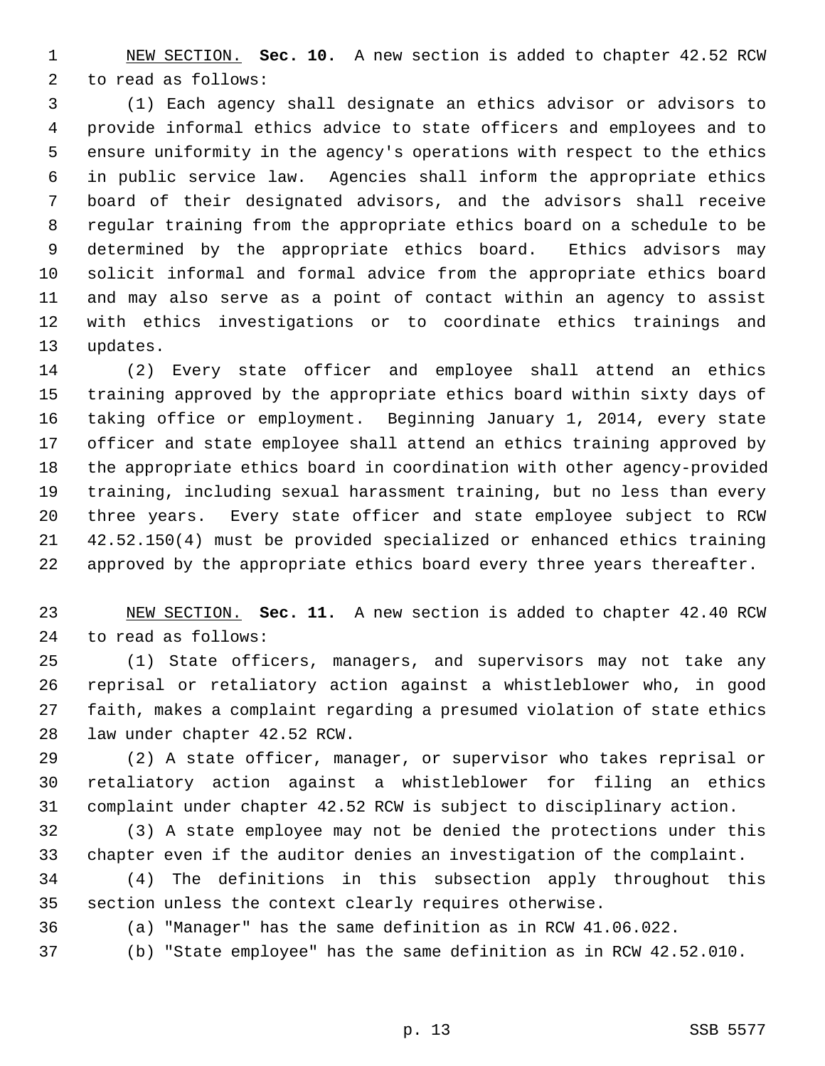NEW SECTION. **Sec. 10.** A new section is added to chapter 42.52 RCW to read as follows:

(1) Each agency shall designate an ethics advisor or advisors to provide informal ethics advice to state officers and employees and to ensure uniformity in the agency's operations with respect to the ethics in public service law. Agencies shall inform the appropriate ethics board of their designated advisors, and the advisors shall receive regular training from the appropriate ethics board on a schedule to be determined by the appropriate ethics board. Ethics advisors may solicit informal and formal advice from the appropriate ethics board and may also serve as a point of contact within an agency to assist with ethics investigations or to coordinate ethics trainings and updates.

(2) Every state officer and employee shall attend an ethics training approved by the appropriate ethics board within sixty days of taking office or employment. Beginning January 1, 2014, every state officer and state employee shall attend an ethics training approved by the appropriate ethics board in coordination with other agency-provided training, including sexual harassment training, but no less than every three years. Every state officer and state employee subject to RCW 42.52.150(4) must be provided specialized or enhanced ethics training approved by the appropriate ethics board every three years thereafter.

NEW SECTION. **Sec. 11.** A new section is added to chapter 42.40 RCW to read as follows:

(1) State officers, managers, and supervisors may not take any reprisal or retaliatory action against a whistleblower who, in good faith, makes a complaint regarding a presumed violation of state ethics law under chapter 42.52 RCW.

(2) A state officer, manager, or supervisor who takes reprisal or retaliatory action against a whistleblower for filing an ethics complaint under chapter 42.52 RCW is subject to disciplinary action.

(3) A state employee may not be denied the protections under this chapter even if the auditor denies an investigation of the complaint.

(4) The definitions in this subsection apply throughout this section unless the context clearly requires otherwise.

(a) "Manager" has the same definition as in RCW 41.06.022.

(b) "State employee" has the same definition as in RCW 42.52.010.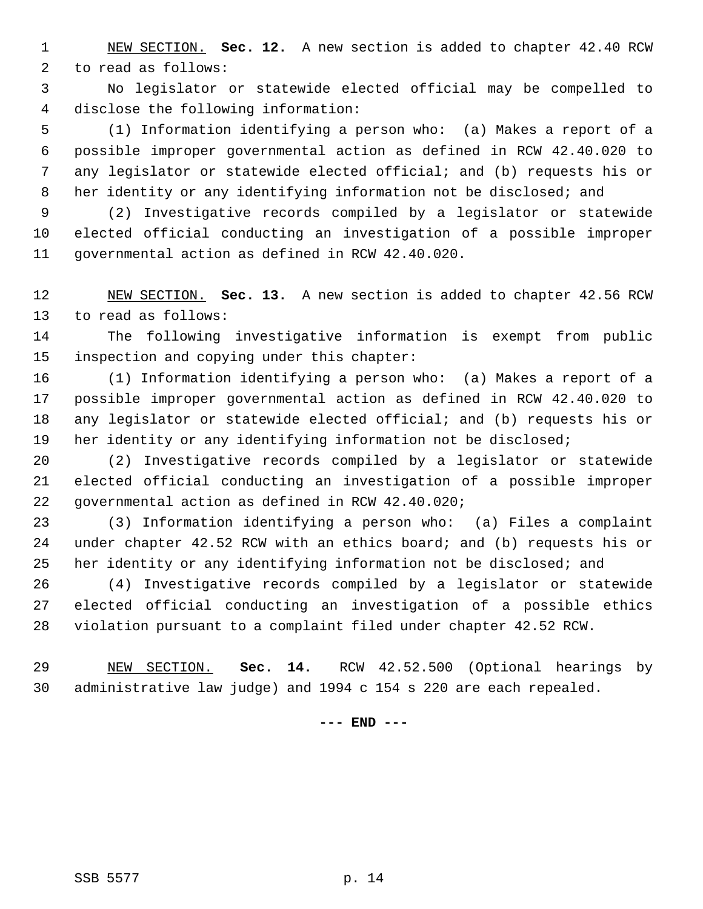NEW SECTION. **Sec. 12.** A new section is added to chapter 42.40 RCW to read as follows:

No legislator or statewide elected official may be compelled to disclose the following information:

(1) Information identifying a person who: (a) Makes a report of a possible improper governmental action as defined in RCW 42.40.020 to any legislator or statewide elected official; and (b) requests his or her identity or any identifying information not be disclosed; and

(2) Investigative records compiled by a legislator or statewide elected official conducting an investigation of a possible improper governmental action as defined in RCW 42.40.020.

NEW SECTION. **Sec. 13.** A new section is added to chapter 42.56 RCW to read as follows:

The following investigative information is exempt from public inspection and copying under this chapter:

(1) Information identifying a person who: (a) Makes a report of a possible improper governmental action as defined in RCW 42.40.020 to any legislator or statewide elected official; and (b) requests his or her identity or any identifying information not be disclosed;

(2) Investigative records compiled by a legislator or statewide elected official conducting an investigation of a possible improper governmental action as defined in RCW 42.40.020;

(3) Information identifying a person who: (a) Files a complaint under chapter 42.52 RCW with an ethics board; and (b) requests his or her identity or any identifying information not be disclosed; and

(4) Investigative records compiled by a legislator or statewide elected official conducting an investigation of a possible ethics violation pursuant to a complaint filed under chapter 42.52 RCW.

NEW SECTION. **Sec. 14.** RCW 42.52.500 (Optional hearings by administrative law judge) and 1994 c 154 s 220 are each repealed.

**--- END ---**